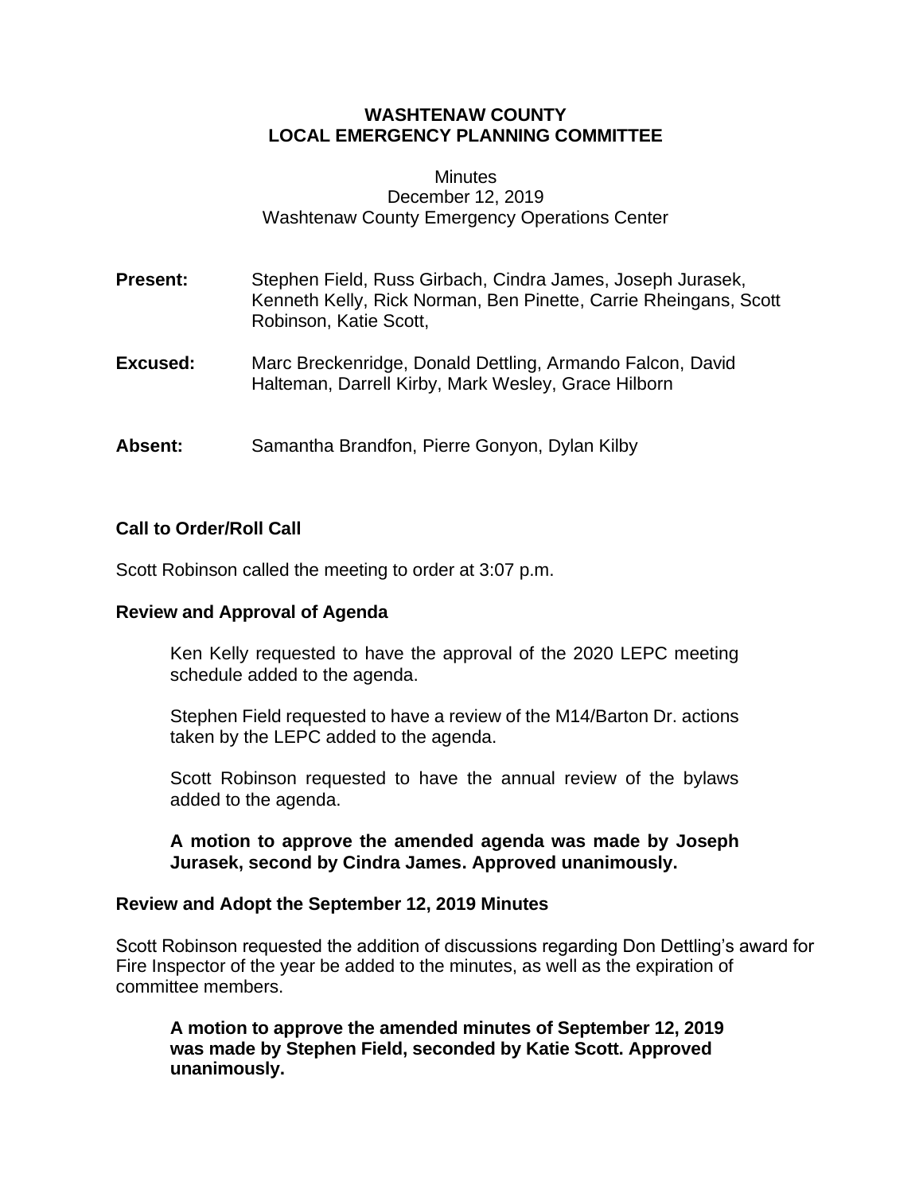# WASHTENAW COUNTY
# LOCAL EMERGENCY PLANNING COMMITTEE

Minutes
December 12, 2019
Washtenaw County Emergency Operations Center

**Present:** Stephen Field, Russ Girbach, Cindra James, Joseph Jurasek, Kenneth Kelly, Rick Norman, Ben Pinette, Carrie Rheingans, Scott Robinson, Katie Scott,

**Excused:** Marc Breckenridge, Donald Dettling, Armando Falcon, David Halteman, Darrell Kirby, Mark Wesley, Grace Hilborn

**Absent:** Samantha Brandfon, Pierre Gonyon, Dylan Kilby

## Call to Order/Roll Call

Scott Robinson called the meeting to order at 3:07 p.m.

## Review and Approval of Agenda

Ken Kelly requested to have the approval of the 2020 LEPC meeting schedule added to the agenda.

Stephen Field requested to have a review of the M14/Barton Dr. actions taken by the LEPC added to the agenda.

Scott Robinson requested to have the annual review of the bylaws added to the agenda.

**A motion to approve the amended agenda was made by Joseph Jurasek, second by Cindra James. Approved unanimously.**

## Review and Adopt the September 12, 2019 Minutes

Scott Robinson requested the addition of discussions regarding Don Dettling's award for Fire Inspector of the year be added to the minutes, as well as the expiration of committee members.

**A motion to approve the amended minutes of September 12, 2019 was made by Stephen Field, seconded by Katie Scott. Approved unanimously.**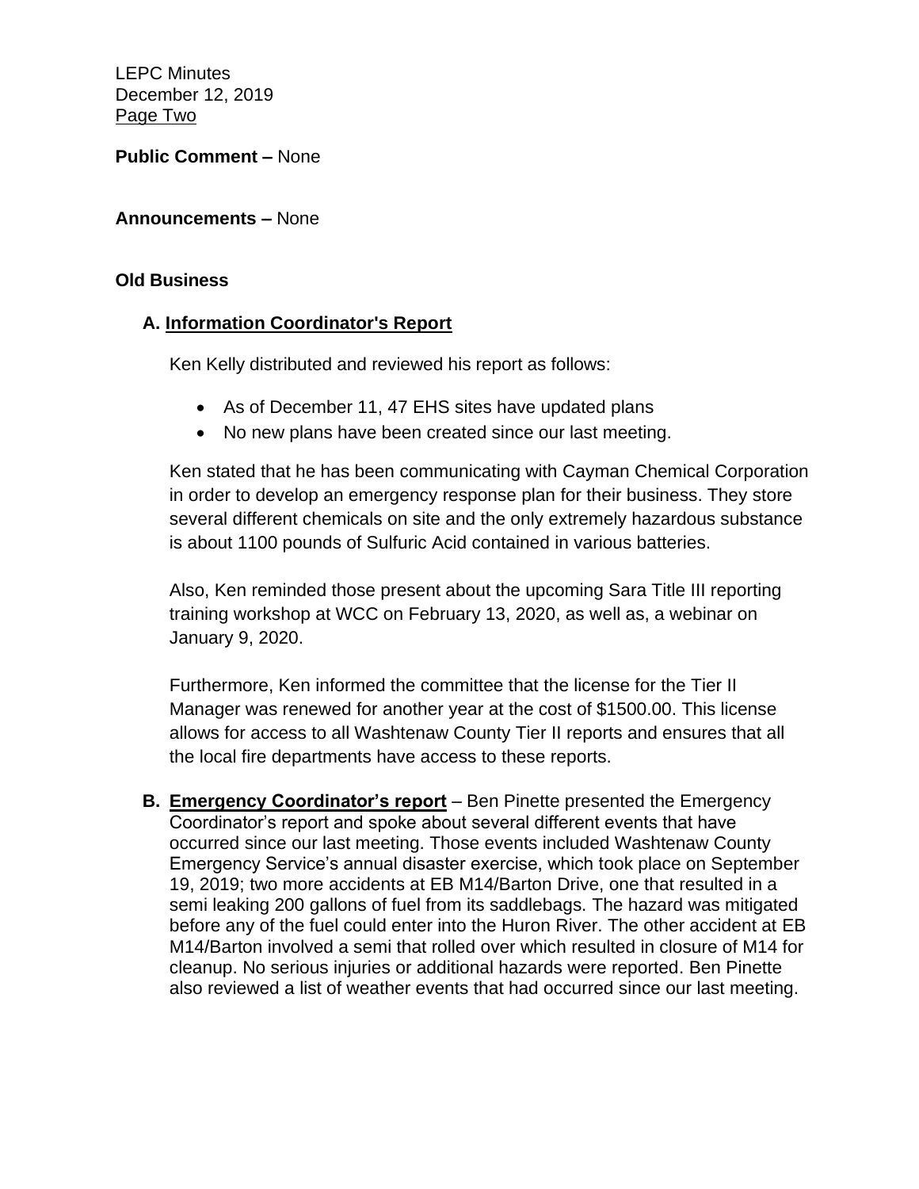**Public Comment –** None

**Announcements –** None

**Old Business**

**A. Information Coordinator's Report**

Ken Kelly distributed and reviewed his report as follows:

- As of December 11, 47 EHS sites have updated plans
- No new plans have been created since our last meeting.

Ken stated that he has been communicating with Cayman Chemical Corporation in order to develop an emergency response plan for their business. They store several different chemicals on site and the only extremely hazardous substance is about 1100 pounds of Sulfuric Acid contained in various batteries.

Also, Ken reminded those present about the upcoming Sara Title III reporting training workshop at WCC on February 13, 2020, as well as, a webinar on January 9, 2020.

Furthermore, Ken informed the committee that the license for the Tier II Manager was renewed for another year at the cost of $1500.00. This license allows for access to all Washtenaw County Tier II reports and ensures that all the local fire departments have access to these reports.

**B. Emergency Coordinator's report** – Ben Pinette presented the Emergency Coordinator's report and spoke about several different events that have occurred since our last meeting. Those events included Washtenaw County Emergency Service's annual disaster exercise, which took place on September 19, 2019; two more accidents at EB M14/Barton Drive, one that resulted in a semi leaking 200 gallons of fuel from its saddlebags. The hazard was mitigated before any of the fuel could enter into the Huron River. The other accident at EB M14/Barton involved a semi that rolled over which resulted in closure of M14 for cleanup. No serious injuries or additional hazards were reported. Ben Pinette also reviewed a list of weather events that had occurred since our last meeting.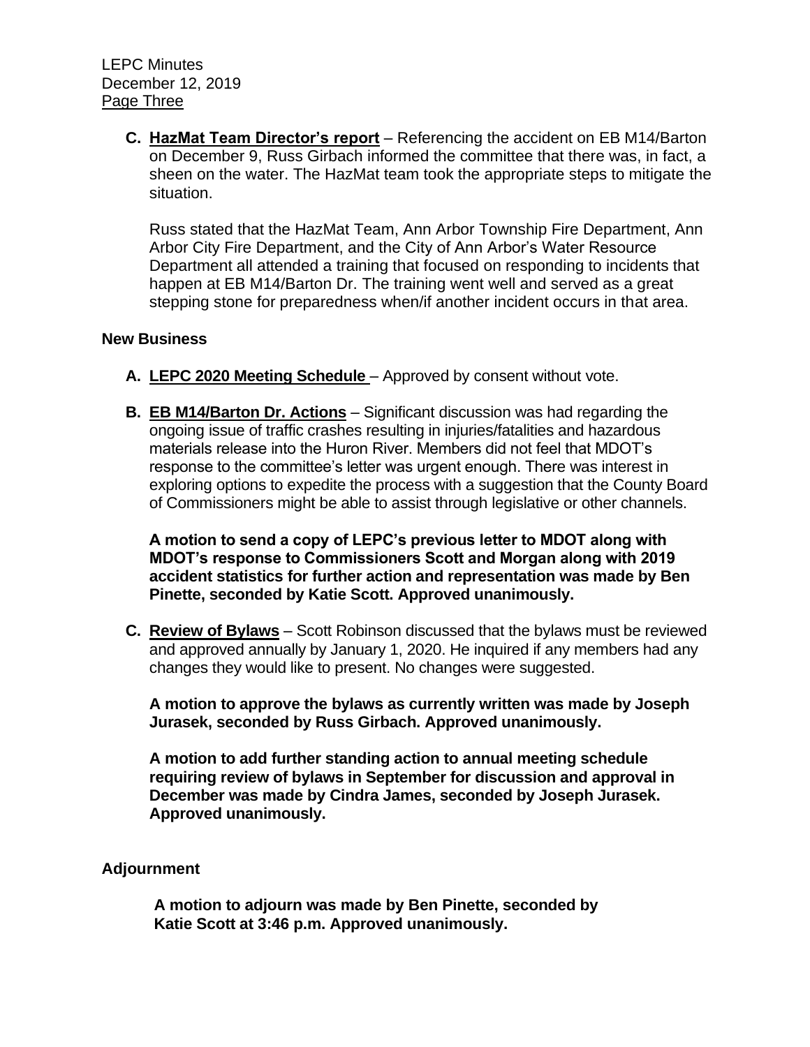**C. HazMat Team Director's report** – Referencing the accident on EB M14/Barton on December 9, Russ Girbach informed the committee that there was, in fact, a sheen on the water. The HazMat team took the appropriate steps to mitigate the situation.

Russ stated that the HazMat Team, Ann Arbor Township Fire Department, Ann Arbor City Fire Department, and the City of Ann Arbor's Water Resource Department all attended a training that focused on responding to incidents that happen at EB M14/Barton Dr. The training went well and served as a great stepping stone for preparedness when/if another incident occurs in that area.

## New Business

**A. LEPC 2020 Meeting Schedule** – Approved by consent without vote.

**B. EB M14/Barton Dr. Actions** – Significant discussion was had regarding the ongoing issue of traffic crashes resulting in injuries/fatalities and hazardous materials release into the Huron River. Members did not feel that MDOT's response to the committee's letter was urgent enough. There was interest in exploring options to expedite the process with a suggestion that the County Board of Commissioners might be able to assist through legislative or other channels.

**A motion to send a copy of LEPC's previous letter to MDOT along with MDOT's response to Commissioners Scott and Morgan along with 2019 accident statistics for further action and representation was made by Ben Pinette, seconded by Katie Scott. Approved unanimously.**

**C. Review of Bylaws** – Scott Robinson discussed that the bylaws must be reviewed and approved annually by January 1, 2020. He inquired if any members had any changes they would like to present. No changes were suggested.

**A motion to approve the bylaws as currently written was made by Joseph Jurasek, seconded by Russ Girbach. Approved unanimously.**

**A motion to add further standing action to annual meeting schedule requiring review of bylaws in September for discussion and approval in December was made by Cindra James, seconded by Joseph Jurasek. Approved unanimously.**

## Adjournment

**A motion to adjourn was made by Ben Pinette, seconded by Katie Scott at 3:46 p.m. Approved unanimously.**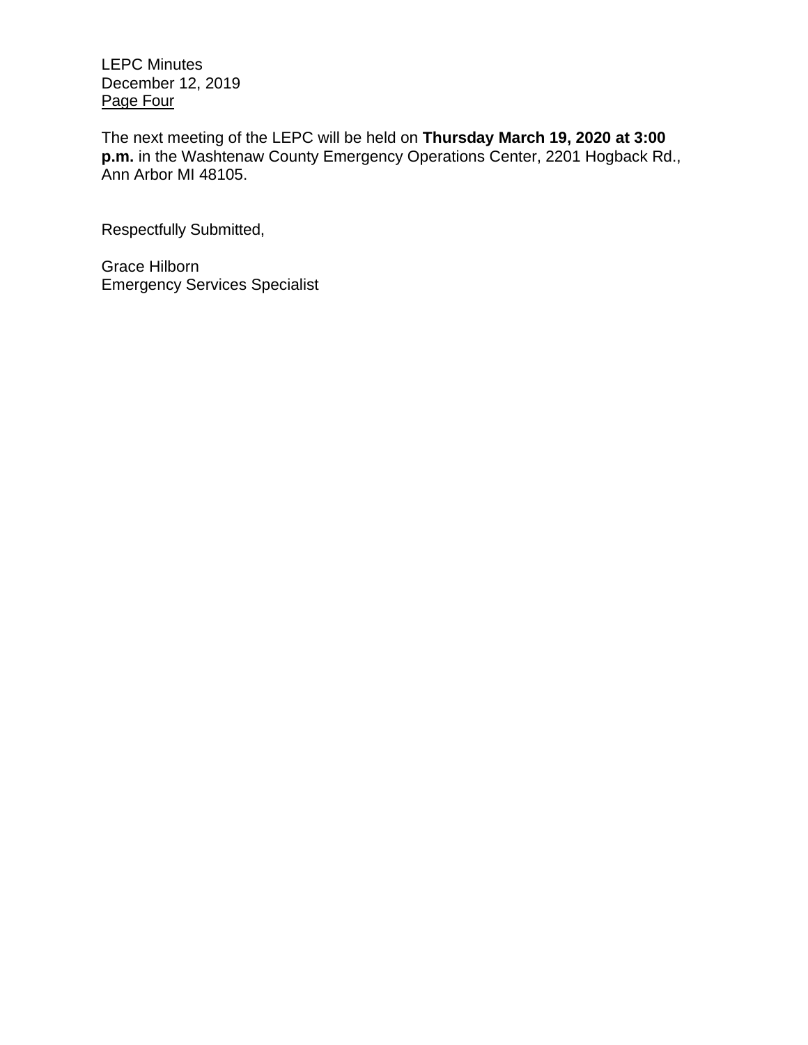The next meeting of the LEPC will be held on **Thursday March 19, 2020 at 3:00 p.m.** in the Washtenaw County Emergency Operations Center, 2201 Hogback Rd., Ann Arbor MI 48105.

Respectfully Submitted,

Grace Hilborn
Emergency Services Specialist